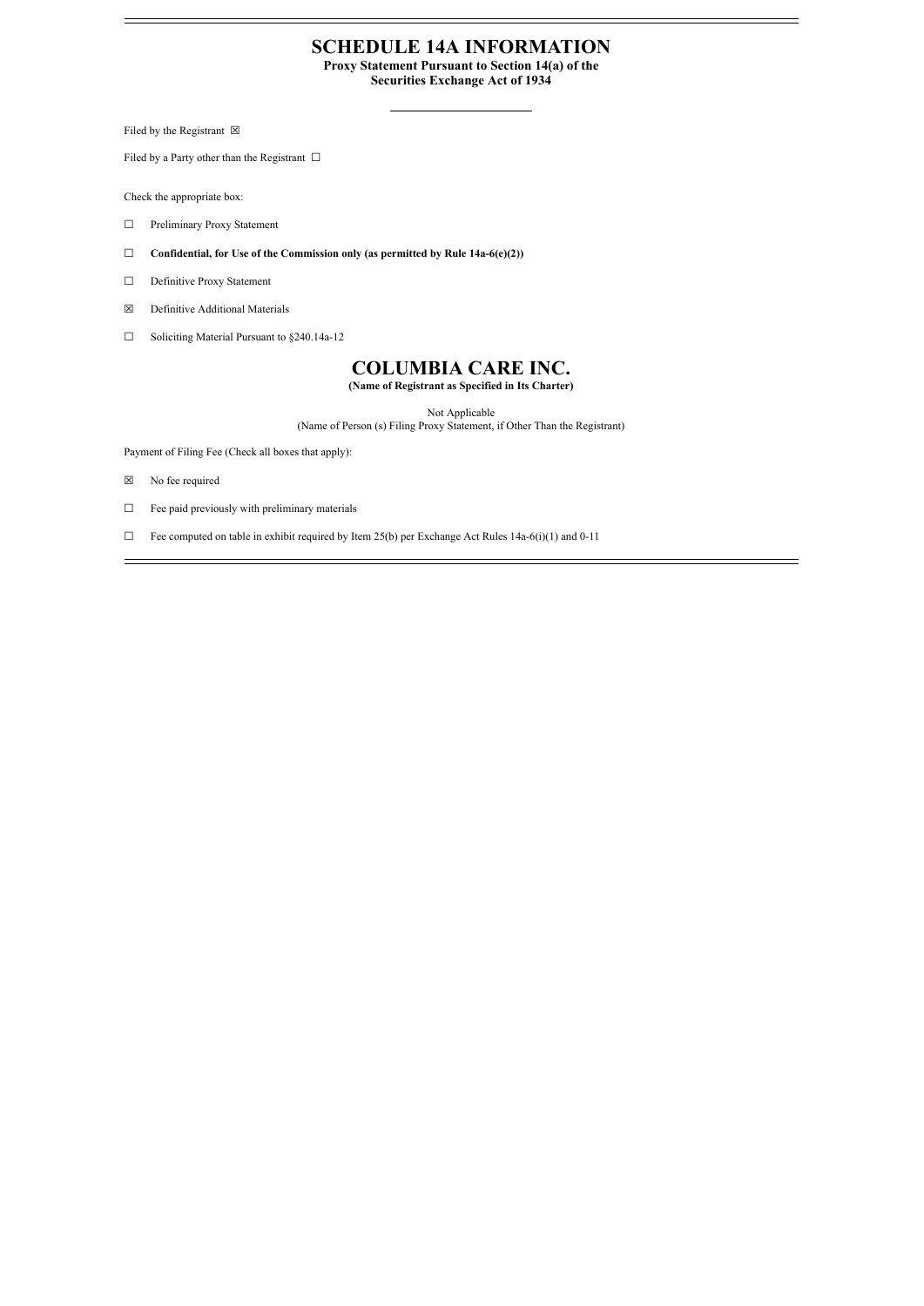# SCHEDULE 14A INFORMATION

**Proxy Statement Pursuant to Section 14(a) of the Securities Exchange Act of 1934**

---

Filed by the Registrant ☒

Filed by a Party other than the Registrant ☐

Check the appropriate box:

☐ Preliminary Proxy Statement

☐ **Confidential, for Use of the Commission only (as permitted by Rule 14a-6(e)(2))**

☐ Definitive Proxy Statement

☒ Definitive Additional Materials

☐ Soliciting Material Pursuant to §240.14a-12

# COLUMBIA CARE INC.

**(Name of Registrant as Specified in Its Charter)**

Not Applicable

(Name of Person (s) Filing Proxy Statement, if Other Than the Registrant)

Payment of Filing Fee (Check all boxes that apply):

☒ No fee required

☐ Fee paid previously with preliminary materials

☐ Fee computed on table in exhibit required by Item 25(b) per Exchange Act Rules 14a-6(i)(1) and 0-11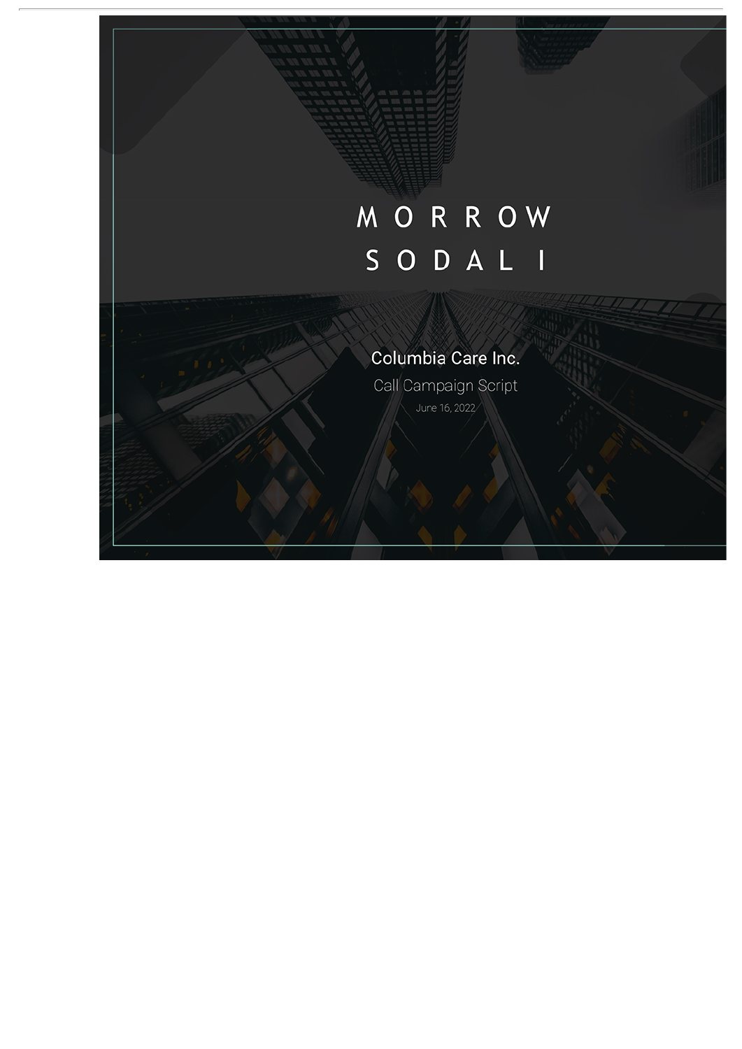# MORROW SODALI

## Columbia Care Inc.

Call Campaign Script

June 16, 2022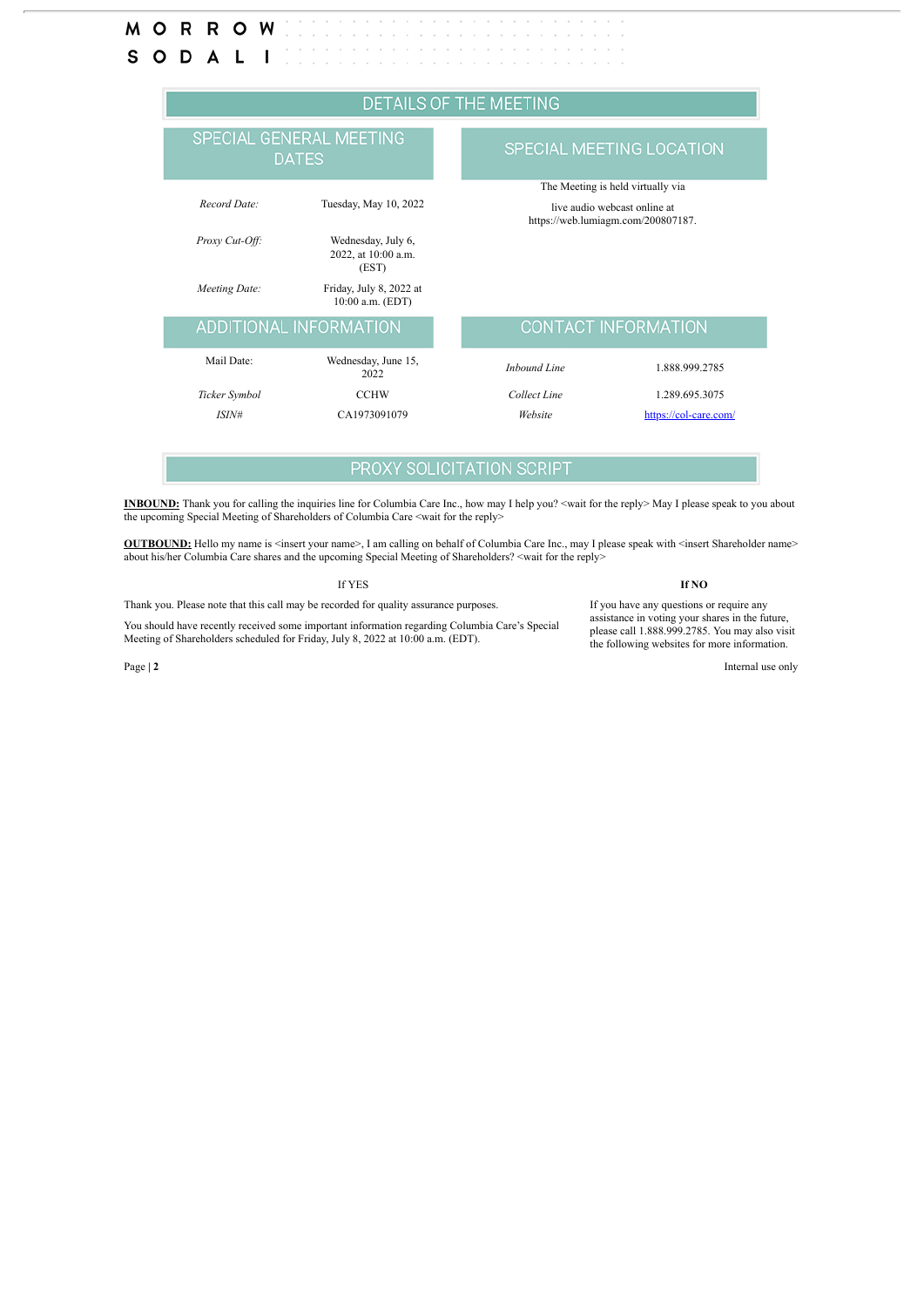MORROW SODALI

## DETAILS OF THE MEETING

### SPECIAL GENERAL MEETING DATES

| | |
|---|---|
| *Record Date:* | Tuesday, May 10, 2022 |
| *Proxy Cut-Off:* | Wednesday, July 6, 2022, at 10:00 a.m. (EST) |
| *Meeting Date:* | Friday, July 8, 2022 at 10:00 a.m. (EDT) |

### SPECIAL MEETING LOCATION

The Meeting is held virtually via

live audio webcast online at https://web.lumiagm.com/200807187.

### ADDITIONAL INFORMATION

| | |
|---|---|
| Mail Date: | Wednesday, June 15, 2022 |
| *Ticker Symbol* | CCHW |
| *ISIN#* | CA1973091079 |

### CONTACT INFORMATION

| | |
|---|---|
| *Inbound Line* | 1.888.999.2785 |
| *Collect Line* | 1.289.695.3075 |
| *Website* | https://col-care.com/ |

## PROXY SOLICITATION SCRIPT

**INBOUND:** Thank you for calling the inquiries line for Columbia Care Inc., how may I help you? <wait for the reply> May I please speak to you about the upcoming Special Meeting of Shareholders of Columbia Care <wait for the reply>

**OUTBOUND:** Hello my name is <insert your name>, I am calling on behalf of Columbia Care Inc., may I please speak with <insert Shareholder name> about his/her Columbia Care shares and the upcoming Special Meeting of Shareholders? <wait for the reply>

If YES

Thank you. Please note that this call may be recorded for quality assurance purposes.

You should have recently received some important information regarding Columbia Care's Special Meeting of Shareholders scheduled for Friday, July 8, 2022 at 10:00 a.m. (EDT).

**If NO**

If you have any questions or require any assistance in voting your shares in the future, please call 1.888.999.2785. You may also visit the following websites for more information.

Internal use only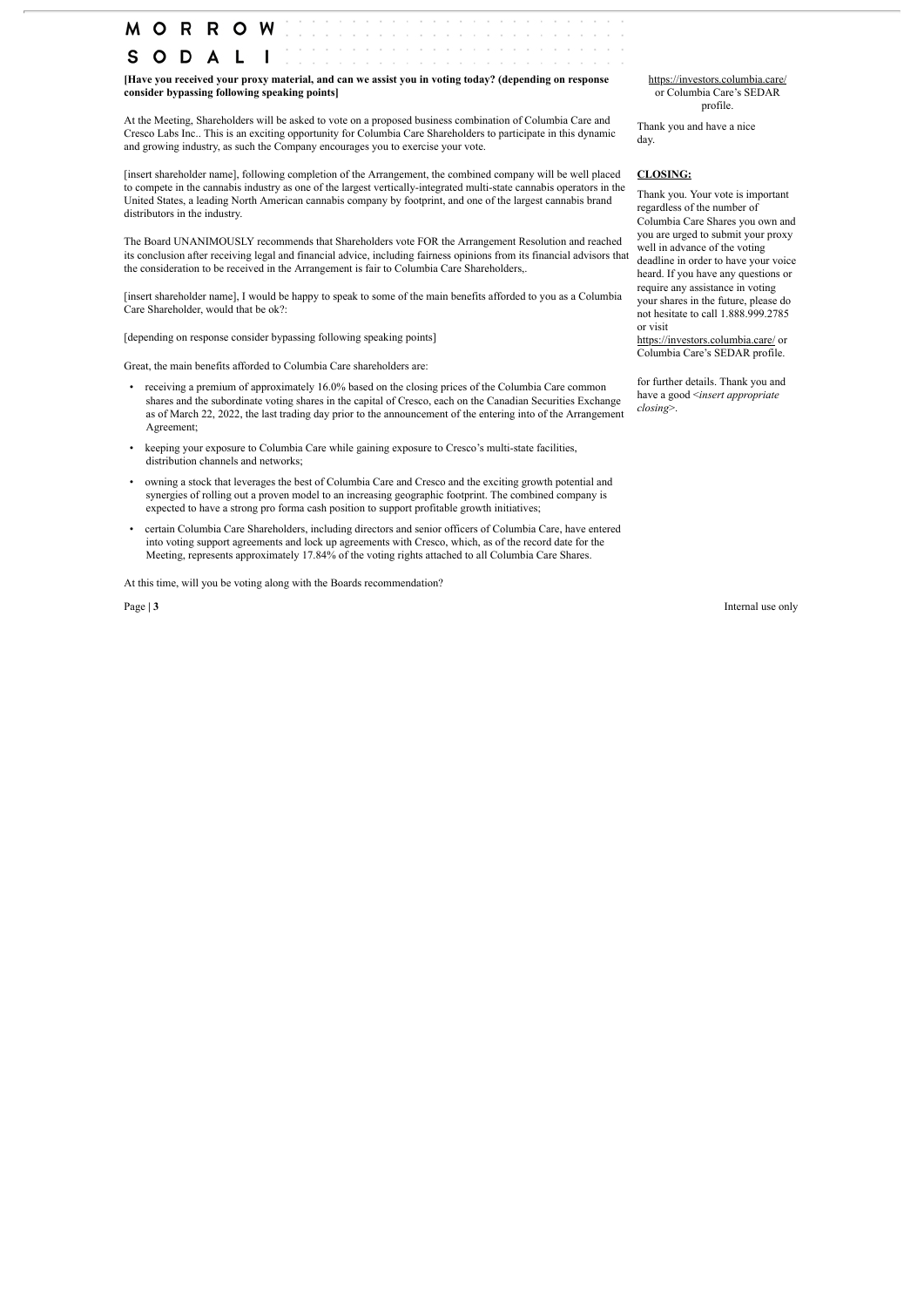**[Have you received your proxy material, and can we assist you in voting today? (depending on response consider bypassing following speaking points]**

At the Meeting, Shareholders will be asked to vote on a proposed business combination of Columbia Care and Cresco Labs Inc.. This is an exciting opportunity for Columbia Care Shareholders to participate in this dynamic and growing industry, as such the Company encourages you to exercise your vote.

[insert shareholder name], following completion of the Arrangement, the combined company will be well placed to compete in the cannabis industry as one of the largest vertically-integrated multi-state cannabis operators in the United States, a leading North American cannabis company by footprint, and one of the largest cannabis brand distributors in the industry.

The Board UNANIMOUSLY recommends that Shareholders vote FOR the Arrangement Resolution and reached its conclusion after receiving legal and financial advice, including fairness opinions from its financial advisors that the consideration to be received in the Arrangement is fair to Columbia Care Shareholders,.

[insert shareholder name], I would be happy to speak to some of the main benefits afforded to you as a Columbia Care Shareholder, would that be ok?:

[depending on response consider bypassing following speaking points]

Great, the main benefits afforded to Columbia Care shareholders are:

- receiving a premium of approximately 16.0% based on the closing prices of the Columbia Care common shares and the subordinate voting shares in the capital of Cresco, each on the Canadian Securities Exchange as of March 22, 2022, the last trading day prior to the announcement of the entering into of the Arrangement Agreement;
- keeping your exposure to Columbia Care while gaining exposure to Cresco's multi-state facilities, distribution channels and networks;
- owning a stock that leverages the best of Columbia Care and Cresco and the exciting growth potential and synergies of rolling out a proven model to an increasing geographic footprint. The combined company is expected to have a strong pro forma cash position to support profitable growth initiatives;
- certain Columbia Care Shareholders, including directors and senior officers of Columbia Care, have entered into voting support agreements and lock up agreements with Cresco, which, as of the record date for the Meeting, represents approximately 17.84% of the voting rights attached to all Columbia Care Shares.

At this time, will you be voting along with the Boards recommendation?

https://investors.columbia.care/ or Columbia Care's SEDAR profile.

Thank you and have a nice day.

**CLOSING:**

Thank you. Your vote is important regardless of the number of Columbia Care Shares you own and you are urged to submit your proxy well in advance of the voting deadline in order to have your voice heard. If you have any questions or require any assistance in voting your shares in the future, please do not hesitate to call 1.888.999.2785 or visit https://investors.columbia.care/ or Columbia Care's SEDAR profile.

for further details. Thank you and have a good <*insert appropriate closing*>.

Internal use only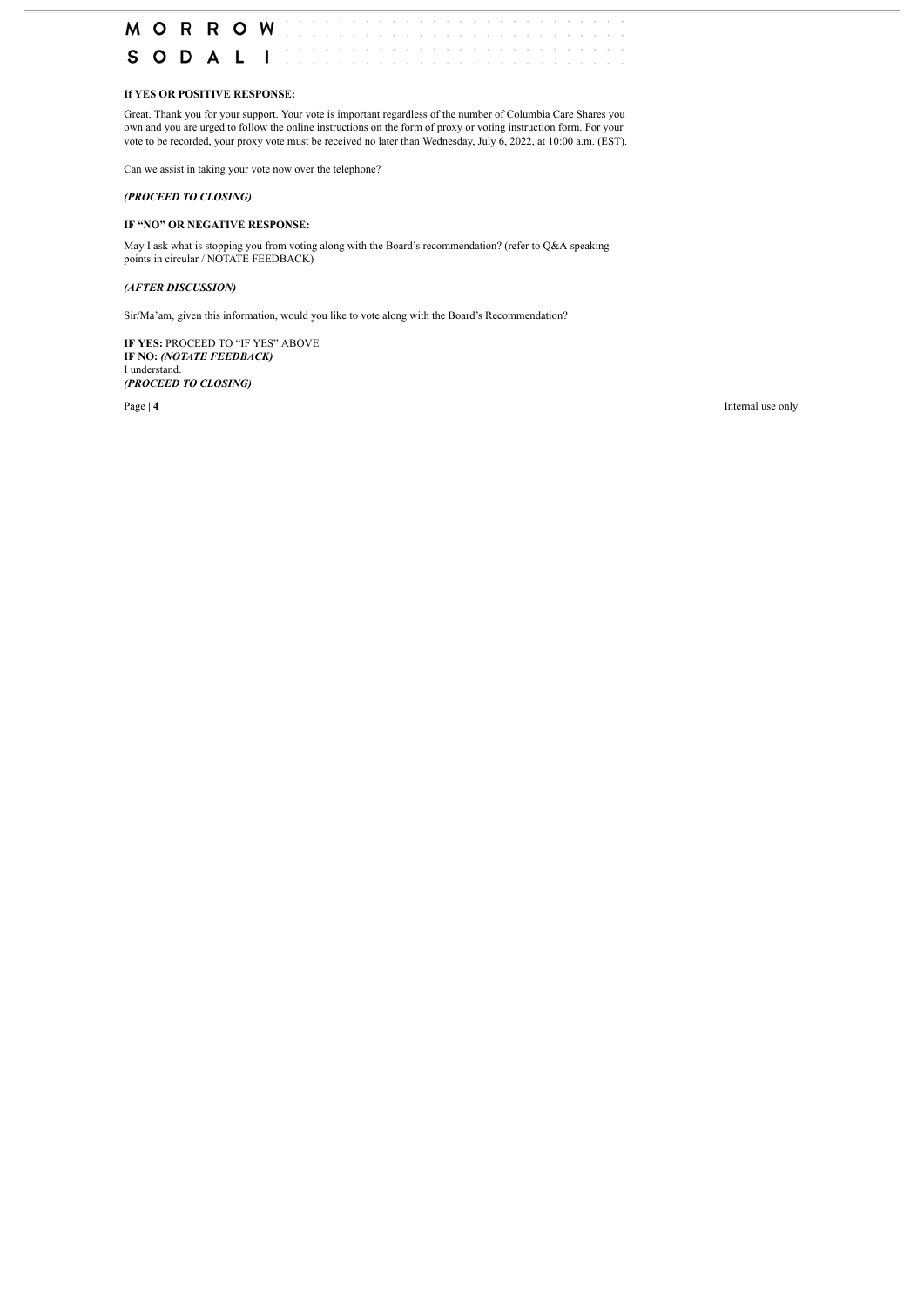**If YES OR POSITIVE RESPONSE:**

Great. Thank you for your support. Your vote is important regardless of the number of Columbia Care Shares you own and you are urged to follow the online instructions on the form of proxy or voting instruction form. For your vote to be recorded, your proxy vote must be received no later than Wednesday, July 6, 2022, at 10:00 a.m. (EST).

Can we assist in taking your vote now over the telephone?

***(PROCEED TO CLOSING)***

**IF "NO" OR NEGATIVE RESPONSE:**

May I ask what is stopping you from voting along with the Board's recommendation? (refer to Q&A speaking points in circular / NOTATE FEEDBACK)

***(AFTER DISCUSSION)***

Sir/Ma'am, given this information, would you like to vote along with the Board's Recommendation?

**IF YES:** PROCEED TO "IF YES" ABOVE
**IF NO:** ***(NOTATE FEEDBACK)***
I understand.
***(PROCEED TO CLOSING)***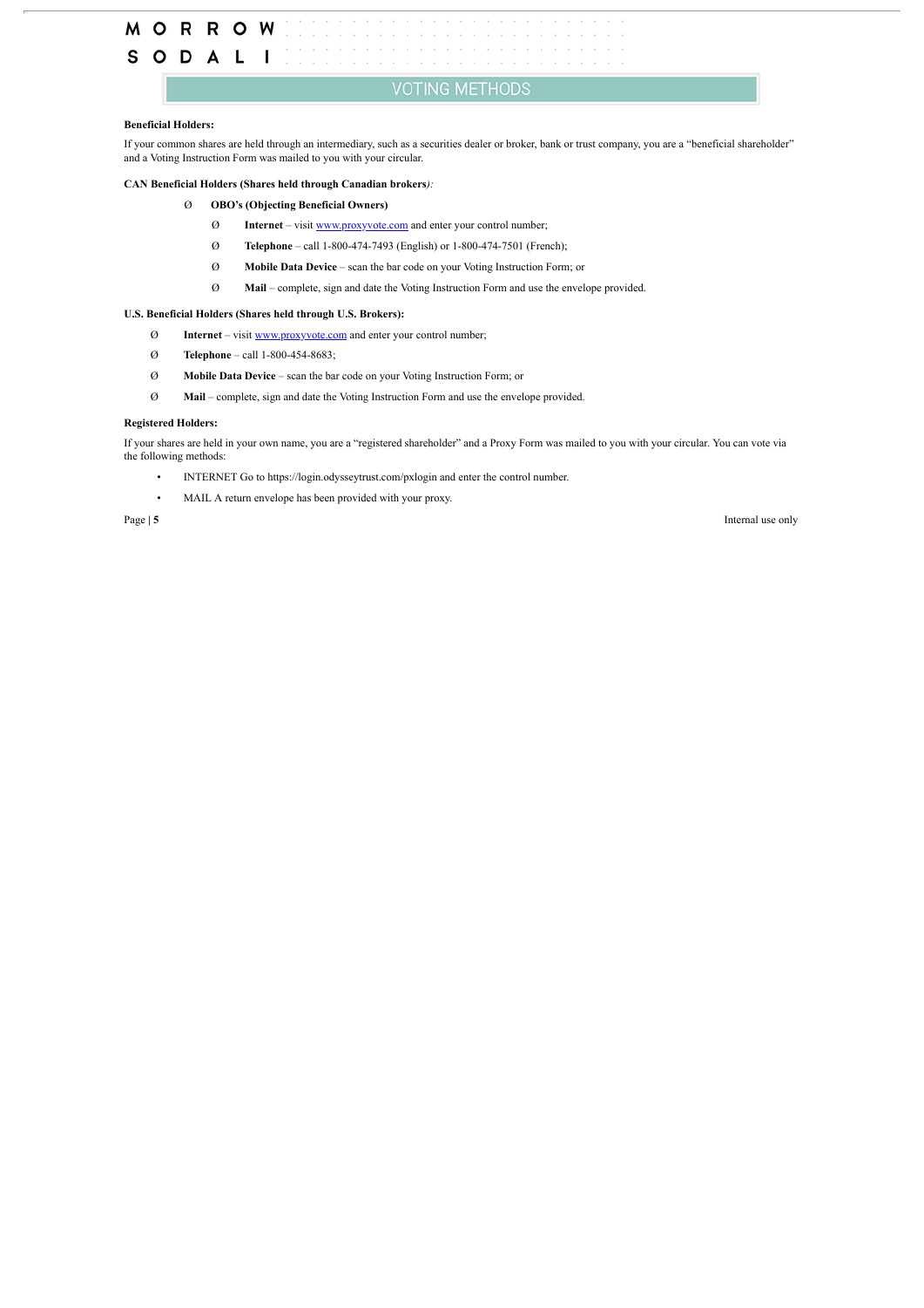# VOTING METHODS

**Beneficial Holders:**

If your common shares are held through an intermediary, such as a securities dealer or broker, bank or trust company, you are a "beneficial shareholder" and a Voting Instruction Form was mailed to you with your circular.

**CAN Beneficial Holders (Shares held through Canadian brokers***):*

- **OBO's (Objecting Beneficial Owners)**
  - **Internet** – visit www.proxyvote.com and enter your control number;
  - **Telephone** – call 1-800-474-7493 (English) or 1-800-474-7501 (French);
  - **Mobile Data Device** – scan the bar code on your Voting Instruction Form; or
  - **Mail** – complete, sign and date the Voting Instruction Form and use the envelope provided.

**U.S. Beneficial Holders (Shares held through U.S. Brokers):**

- **Internet** – visit www.proxyvote.com and enter your control number;
- **Telephone** – call 1-800-454-8683;
- **Mobile Data Device** – scan the bar code on your Voting Instruction Form; or
- **Mail** – complete, sign and date the Voting Instruction Form and use the envelope provided.

**Registered Holders:**

If your shares are held in your own name, you are a "registered shareholder" and a Proxy Form was mailed to you with your circular. You can vote via the following methods:

- INTERNET Go to https://login.odysseytrust.com/pxlogin and enter the control number.
- MAIL A return envelope has been provided with your proxy.

Internal use only